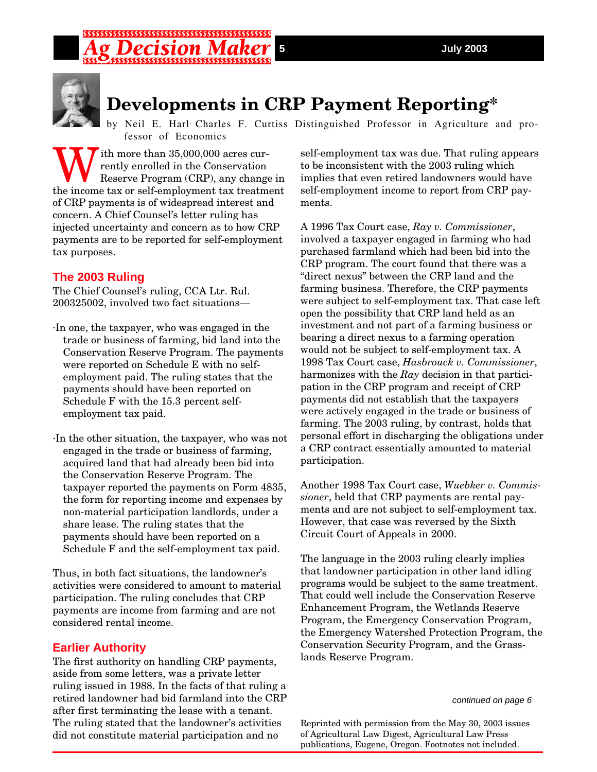# Developments in CRP Payment Reporting*

by Neil E. Harl, Charles F. Curtiss Distinguished Professor in Agriculture and professor of Economics

With more than 35,000,000 acres currently enrolled in the Conservation Reserve Program (CRP), any change in the income tax or self-employment tax treatment of CRP payments is of widespread interest and concern. A Chief Counsel's letter ruling has injected uncertainty and concern as to how CRP payments are to be reported for self-employment tax purposes.

## The 2003 Ruling

The Chief Counsel's ruling, CCA Ltr. Rul. 200325002, involved two fact situations—

- In one, the taxpayer, who was engaged in the trade or business of farming, bid land into the Conservation Reserve Program. The payments were reported on Schedule E with no self-employment paid. The ruling states that the payments should have been reported on Schedule F with the 15.3 percent self-employment tax paid.
- In the other situation, the taxpayer, who was not engaged in the trade or business of farming, acquired land that had already been bid into the Conservation Reserve Program. The taxpayer reported the payments on Form 4835, the form for reporting income and expenses by non-material participation landlords, under a share lease. The ruling states that the payments should have been reported on a Schedule F and the self-employment tax paid.

Thus, in both fact situations, the landowner's activities were considered to amount to material participation. The ruling concludes that CRP payments are income from farming and are not considered rental income.

## Earlier Authority

The first authority on handling CRP payments, aside from some letters, was a private letter ruling issued in 1988. In the facts of that ruling a retired landowner had bid farmland into the CRP after first terminating the lease with a tenant. The ruling stated that the landowner's activities did not constitute material participation and no self-employment tax was due. That ruling appears to be inconsistent with the 2003 ruling which implies that even retired landowners would have self-employment income to report from CRP payments.

A 1996 Tax Court case, *Ray v. Commissioner*, involved a taxpayer engaged in farming who had purchased farmland which had been bid into the CRP program. The court found that there was a "direct nexus" between the CRP land and the farming business. Therefore, the CRP payments were subject to self-employment tax. That case left open the possibility that CRP land held as an investment and not part of a farming business or bearing a direct nexus to a farming operation would not be subject to self-employment tax. A 1998 Tax Court case, *Hasbrouck v. Commissioner*, harmonizes with the *Ray* decision in that participation in the CRP program and receipt of CRP payments did not establish that the taxpayers were actively engaged in the trade or business of farming. The 2003 ruling, by contrast, holds that personal effort in discharging the obligations under a CRP contract essentially amounted to material participation.

Another 1998 Tax Court case, *Wuebker v. Commissioner*, held that CRP payments are rental payments and are not subject to self-employment tax. However, that case was reversed by the Sixth Circuit Court of Appeals in 2000.

The language in the 2003 ruling clearly implies that landowner participation in other land idling programs would be subject to the same treatment. That could well include the Conservation Reserve Enhancement Program, the Wetlands Reserve Program, the Emergency Conservation Program, the Emergency Watershed Protection Program, the Conservation Security Program, and the Grasslands Reserve Program.

*continued on page 6*

Reprinted with permission from the May 30, 2003 issues of Agricultural Law Digest, Agricultural Law Press publications, Eugene, Oregon. Footnotes not included.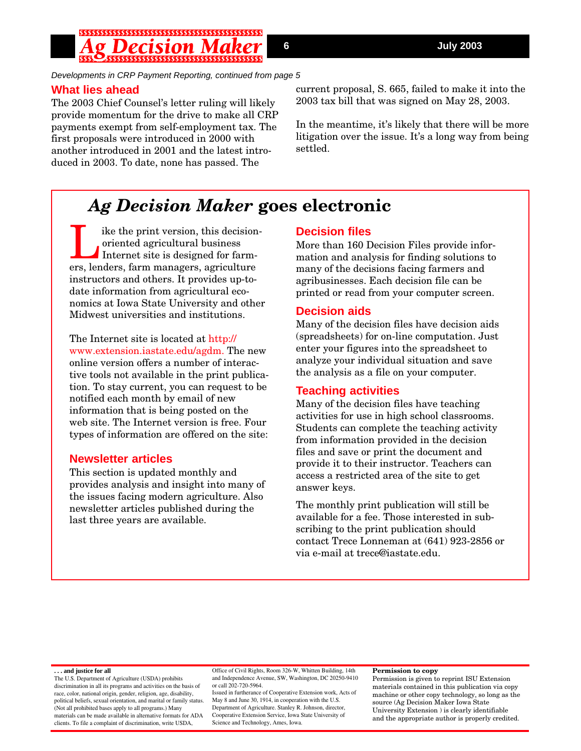*Developments in CRP Payment Reporting, continued from page 5*

## What lies ahead

The 2003 Chief Counsel's letter ruling will likely provide momentum for the drive to make all CRP payments exempt from self-employment tax. The first proposals were introduced in 2000 with another introduced in 2001 and the latest introduced in 2003. To date, none has passed. The current proposal, S. 665, failed to make it into the 2003 tax bill that was signed on May 28, 2003.

In the meantime, it's likely that there will be more litigation over the issue. It's a long way from being settled.

# *Ag Decision Maker* goes electronic

Like the print version, this decision-oriented agricultural business Internet site is designed for farmers, lenders, farm managers, agriculture instructors and others. It provides up-to-date information from agricultural economics at Iowa State University and other Midwest universities and institutions.

The Internet site is located at http://www.extension.iastate.edu/agdm. The new online version offers a number of interactive tools not available in the print publication. To stay current, you can request to be notified each month by email of new information that is being posted on the web site. The Internet version is free. Four types of information are offered on the site:

### Newsletter articles

This section is updated monthly and provides analysis and insight into many of the issues facing modern agriculture. Also newsletter articles published during the last three years are available.

### Decision files

More than 160 Decision Files provide information and analysis for finding solutions to many of the decisions facing farmers and agribusinesses. Each decision file can be printed or read from your computer screen.

### Decision aids

Many of the decision files have decision aids (spreadsheets) for on-line computation. Just enter your figures into the spreadsheet to analyze your individual situation and save the analysis as a file on your computer.

### Teaching activities

Many of the decision files have teaching activities for use in high school classrooms. Students can complete the teaching activity from information provided in the decision files and save or print the document and provide it to their instructor. Teachers can access a restricted area of the site to get answer keys.

The monthly print publication will still be available for a fee. Those interested in subscribing to the print publication should contact Trece Lonneman at (641) 923-2856 or via e-mail at trece@iastate.edu.

**. . . and justice for all**
The U.S. Department of Agriculture (USDA) prohibits discrimination in all its programs and activities on the basis of race, color, national origin, gender, religion, age, disability, political beliefs, sexual orientation, and marital or family status. (Not all prohibited bases apply to all programs.) Many materials can be made available in alternative formats for ADA clients. To file a complaint of discrimination, write USDA, Office of Civil Rights, Room 326-W, Whitten Building, 14th and Independence Avenue, SW, Washington, DC 20250-9410 or call 202-720-5964.
Issued in furtherance of Cooperative Extension work, Acts of May 8 and June 30, 1914, in cooperation with the U.S. Department of Agriculture. Stanley R. Johnson, director, Cooperative Extension Service, Iowa State University of Science and Technology, Ames, Iowa.

**Permission to copy**
Permission is given to reprint ISU Extension materials contained in this publication via copy machine or other copy technology, so long as the source (Ag Decision Maker Iowa State University Extension ) is clearly identifiable and the appropriate author is properly credited.